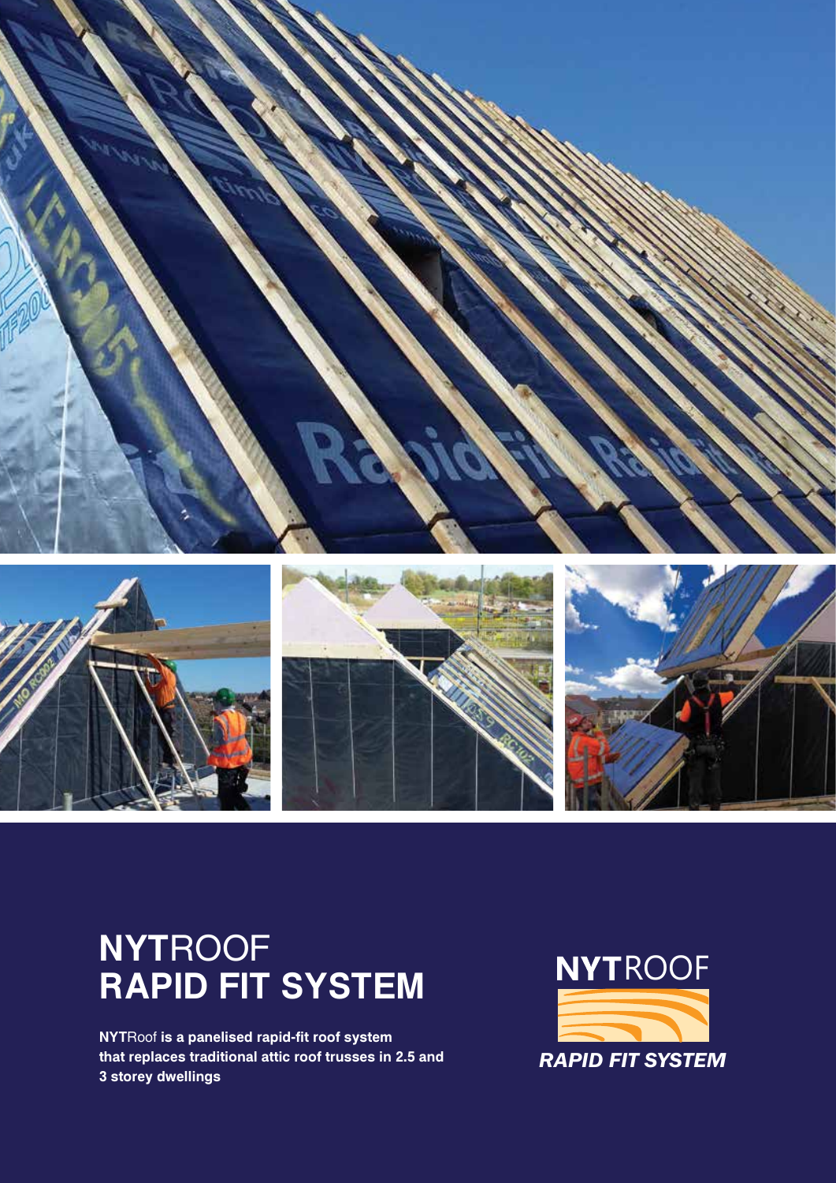# **NYT**ROOF
# RAPID FIT SYSTEM

**NYT**Roof **is a panelised rapid-fit roof system that replaces traditional attic roof trusses in 2.5 and 3 storey dwellings**

**NYT**ROOF

***RAPID FIT SYSTEM***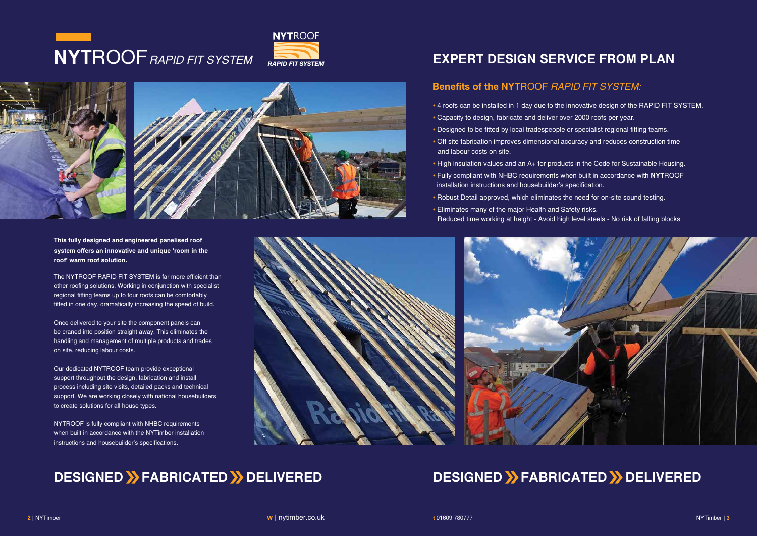# **NYT**ROOF *RAPID FIT SYSTEM*

**This fully designed and engineered panelised roof system offers an innovative and unique 'room in the roof' warm roof solution.**

The NYTROOF RAPID FIT SYSTEM is far more efficient than other roofing solutions. Working in conjunction with specialist regional fitting teams up to four roofs can be comfortably fitted in one day, dramatically increasing the speed of build.

Once delivered to your site the component panels can be craned into position straight away. This eliminates the handling and management of multiple products and trades on site, reducing labour costs.

Our dedicated NYTROOF team provide exceptional support throughout the design, fabrication and install process including site visits, detailed packs and technical support. We are working closely with national housebuilders to create solutions for all house types.

NYTROOF is fully compliant with NHBC requirements when built in accordance with the NYTimber installation instructions and housebuilder's specifications.

## DESIGNED » FABRICATED » DELIVERED

# EXPERT DESIGN SERVICE FROM PLAN

### Benefits of the **NYT**ROOF *RAPID FIT SYSTEM:*

- 4 roofs can be installed in 1 day due to the innovative design of the RAPID FIT SYSTEM.
- Capacity to design, fabricate and deliver over 2000 roofs per year.
- Designed to be fitted by local tradespeople or specialist regional fitting teams.
- Off site fabrication improves dimensional accuracy and reduces construction time and labour costs on site.
- High insulation values and an A+ for products in the Code for Sustainable Housing.
- Fully compliant with NHBC requirements when built in accordance with **NYT**ROOF installation instructions and housebuilder's specification.
- Robust Detail approved, which eliminates the need for on-site sound testing.
- Eliminates many of the major Health and Safety risks.
  Reduced time working at height - Avoid high level steels - No risk of falling blocks

## DESIGNED » FABRICATED » DELIVERED

w | nytimber.co.uk

t 01609 780777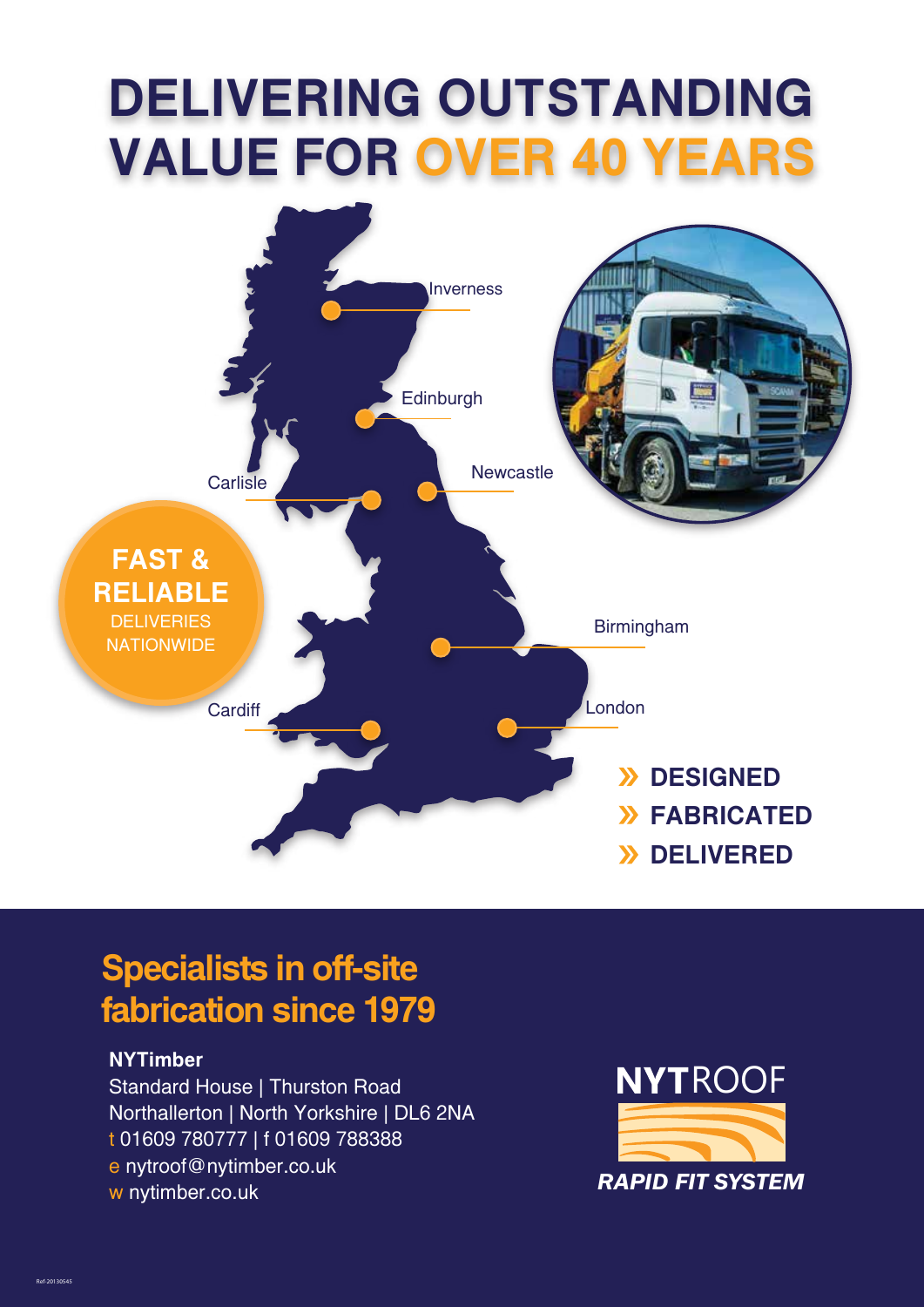# DELIVERING OUTSTANDING VALUE FOR OVER 40 YEARS

Inverness

Edinburgh

Carlisle

Newcastle

Birmingham

Cardiff

London

**FAST & RELIABLE**
DELIVERIES NATIONWIDE

- **DESIGNED**
- **FABRICATED**
- **DELIVERED**

## Specialists in off-site fabrication since 1979

**NYTimber**
Standard House | Thurston Road
Northallerton | North Yorkshire | DL6 2NA
t 01609 780777 | f 01609 788388
e nytroof@nytimber.co.uk
w nytimber.co.uk

**NYT**ROOF
*RAPID FIT SYSTEM*

Ref-20130545